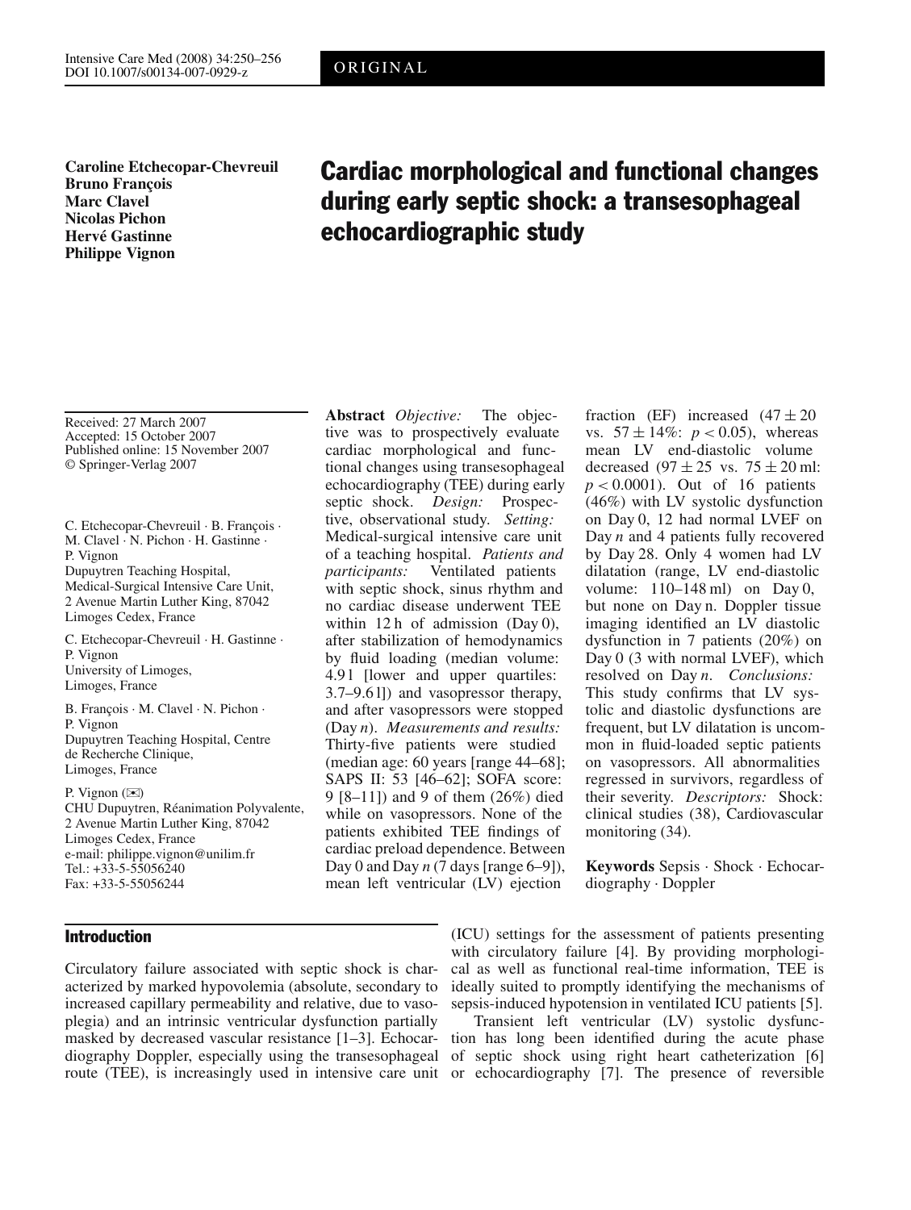ORIGINAL

**Caroline Etchecopar-Chevreuil**
**Bruno François**
**Marc Clavel**
**Nicolas Pichon**
**Hervé Gastinne**
**Philippe Vignon**

# Cardiac morphological and functional changes during early septic shock: a transesophageal echocardiographic study

Received: 27 March 2007
Accepted: 15 October 2007
Published online: 15 November 2007
© Springer-Verlag 2007

C. Etchecopar-Chevreuil · B. François · M. Clavel · N. Pichon · H. Gastinne · P. Vignon
Dupuytren Teaching Hospital, Medical-Surgical Intensive Care Unit, 2 Avenue Martin Luther King, 87042 Limoges Cedex, France

C. Etchecopar-Chevreuil · H. Gastinne · P. Vignon
University of Limoges, Limoges, France

B. François · M. Clavel · N. Pichon · P. Vignon
Dupuytren Teaching Hospital, Centre de Recherche Clinique, Limoges, France

P. Vignon (✉)
CHU Dupuytren, Réanimation Polyvalente, 2 Avenue Martin Luther King, 87042 Limoges Cedex, France
e-mail: philippe.vignon@unilim.fr
Tel.: +33-5-55056240
Fax: +33-5-55056244

**Abstract** *Objective:* The objective was to prospectively evaluate cardiac morphological and functional changes using transesophageal echocardiography (TEE) during early septic shock. *Design:* Prospective, observational study. *Setting:* Medical-surgical intensive care unit of a teaching hospital. *Patients and participants:* Ventilated patients with septic shock, sinus rhythm and no cardiac disease underwent TEE within 12 h of admission (Day 0), after stabilization of hemodynamics by fluid loading (median volume: 4.9 l [lower and upper quartiles: 3.7–9.6 l]) and vasopressor therapy, and after vasopressors were stopped (Day *n*). *Measurements and results:* Thirty-five patients were studied (median age: 60 years [range 44–68]; SAPS II: 53 [46–62]; SOFA score: 9 [8–11]) and 9 of them (26%) died while on vasopressors. None of the patients exhibited TEE findings of cardiac preload dependence. Between Day 0 and Day *n* (7 days [range 6–9]), mean left ventricular (LV) ejection fraction (EF) increased ($47 \pm 20$ vs. $57 \pm 14$%: $p < 0.05$), whereas mean LV end-diastolic volume decreased ($97 \pm 25$ vs. $75 \pm 20$ ml: $p < 0.0001$). Out of 16 patients (46%) with LV systolic dysfunction on Day 0, 12 had normal LVEF on Day *n* and 4 patients fully recovered by Day 28. Only 4 women had LV dilatation (range, LV end-diastolic volume: 110–148 ml) on Day 0, but none on Day n. Doppler tissue imaging identified an LV diastolic dysfunction in 7 patients (20%) on Day 0 (3 with normal LVEF), which resolved on Day *n*. *Conclusions:* This study confirms that LV systolic and diastolic dysfunctions are frequent, but LV dilatation is uncommon in fluid-loaded septic patients on vasopressors. All abnormalities regressed in survivors, regardless of their severity. *Descriptors:* Shock: clinical studies (38), Cardiovascular monitoring (34).

**Keywords** Sepsis · Shock · Echocardiography · Doppler

## Introduction

Circulatory failure associated with septic shock is characterized by marked hypovolemia (absolute, secondary to increased capillary permeability and relative, due to vasoplegia) and an intrinsic ventricular dysfunction partially masked by decreased vascular resistance [1–3]. Echocardiography Doppler, especially using the transesophageal route (TEE), is increasingly used in intensive care unit (ICU) settings for the assessment of patients presenting with circulatory failure [4]. By providing morphological as well as functional real-time information, TEE is ideally suited to promptly identifying the mechanisms of sepsis-induced hypotension in ventilated ICU patients [5].

Transient left ventricular (LV) systolic dysfunction has long been identified during the acute phase of septic shock using right heart catheterization [6] or echocardiography [7]. The presence of reversible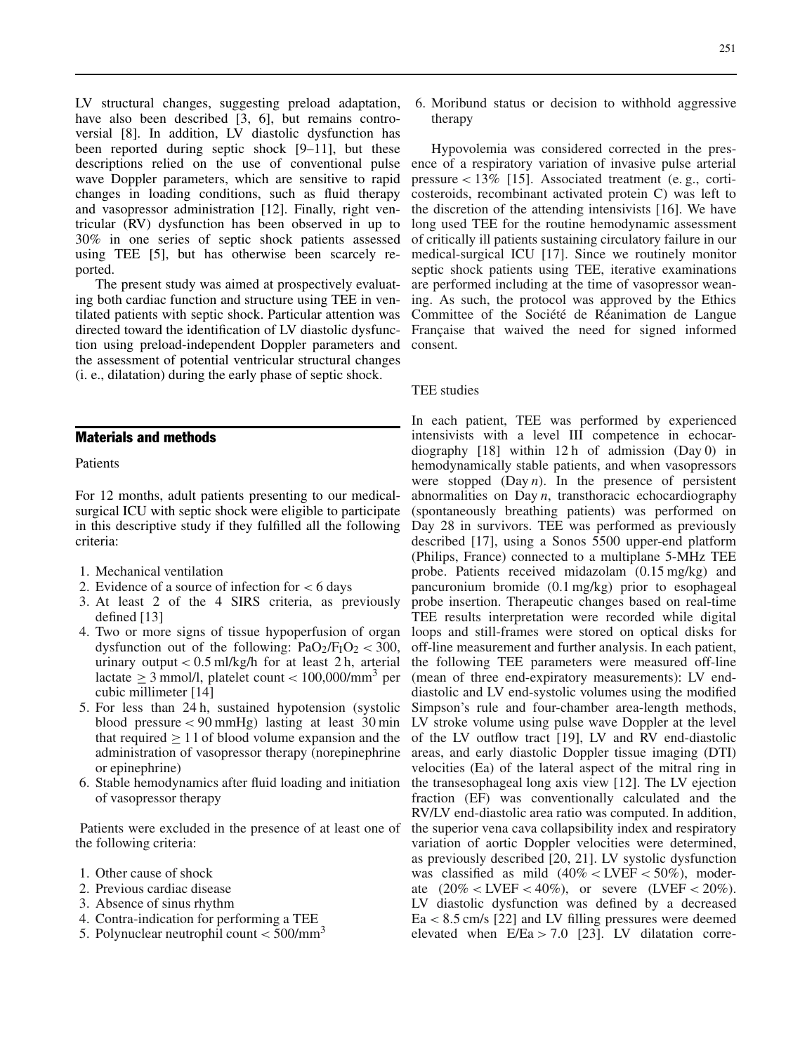LV structural changes, suggesting preload adaptation, have also been described [3, 6], but remains controversial [8]. In addition, LV diastolic dysfunction has been reported during septic shock [9–11], but these descriptions relied on the use of conventional pulse wave Doppler parameters, which are sensitive to rapid changes in loading conditions, such as fluid therapy and vasopressor administration [12]. Finally, right ventricular (RV) dysfunction has been observed in up to 30% in one series of septic shock patients assessed using TEE [5], but has otherwise been scarcely reported.

The present study was aimed at prospectively evaluating both cardiac function and structure using TEE in ventilated patients with septic shock. Particular attention was directed toward the identification of LV diastolic dysfunction using preload-independent Doppler parameters and the assessment of potential ventricular structural changes (i. e., dilatation) during the early phase of septic shock.

## Materials and methods

### Patients

For 12 months, adult patients presenting to our medical-surgical ICU with septic shock were eligible to participate in this descriptive study if they fulfilled all the following criteria:

1. Mechanical ventilation
2. Evidence of a source of infection for < 6 days
3. At least 2 of the 4 SIRS criteria, as previously defined [13]
4. Two or more signs of tissue hypoperfusion of organ dysfunction out of the following: $PaO_2/F_IO_2 < 300$, urinary output < 0.5 ml/kg/h for at least 2 h, arterial lactate ≥ 3 mmol/l, platelet count < 100,000/mm$^3$ per cubic millimeter [14]
5. For less than 24 h, sustained hypotension (systolic blood pressure < 90 mmHg) lasting at least 30 min that required ≥ 1 l of blood volume expansion and the administration of vasopressor therapy (norepinephrine or epinephrine)
6. Stable hemodynamics after fluid loading and initiation of vasopressor therapy

Patients were excluded in the presence of at least one of the following criteria:

1. Other cause of shock
2. Previous cardiac disease
3. Absence of sinus rhythm
4. Contra-indication for performing a TEE
5. Polynuclear neutrophil count < 500/mm$^3$
6. Moribund status or decision to withhold aggressive therapy

Hypovolemia was considered corrected in the presence of a respiratory variation of invasive pulse arterial pressure < 13% [15]. Associated treatment (e. g., corticosteroids, recombinant activated protein C) was left to the discretion of the attending intensivists [16]. We have long used TEE for the routine hemodynamic assessment of critically ill patients sustaining circulatory failure in our medical-surgical ICU [17]. Since we routinely monitor septic shock patients using TEE, iterative examinations are performed including at the time of vasopressor weaning. As such, the protocol was approved by the Ethics Committee of the Société de Réanimation de Langue Française that waived the need for signed informed consent.

### TEE studies

In each patient, TEE was performed by experienced intensivists with a level III competence in echocardiography [18] within 12 h of admission (Day 0) in hemodynamically stable patients, and when vasopressors were stopped (Day *n*). In the presence of persistent abnormalities on Day *n*, transthoracic echocardiography (spontaneously breathing patients) was performed on Day 28 in survivors. TEE was performed as previously described [17], using a Sonos 5500 upper-end platform (Philips, France) connected to a multiplane 5-MHz TEE probe. Patients received midazolam (0.15 mg/kg) and pancuronium bromide (0.1 mg/kg) prior to esophageal probe insertion. Therapeutic changes based on real-time TEE results interpretation were recorded while digital loops and still-frames were stored on optical disks for off-line measurement and further analysis. In each patient, the following TEE parameters were measured off-line (mean of three end-expiratory measurements): LV end-diastolic and LV end-systolic volumes using the modified Simpson's rule and four-chamber area-length methods, LV stroke volume using pulse wave Doppler at the level of the LV outflow tract [19], LV and RV end-diastolic areas, and early diastolic Doppler tissue imaging (DTI) velocities (Ea) of the lateral aspect of the mitral ring in the transesophageal long axis view [12]. The LV ejection fraction (EF) was conventionally calculated and the RV/LV end-diastolic area ratio was computed. In addition, the superior vena cava collapsibility index and respiratory variation of aortic Doppler velocities were determined, as previously described [20, 21]. LV systolic dysfunction was classified as mild (40% < LVEF < 50%), moderate (20% < LVEF < 40%), or severe (LVEF < 20%). LV diastolic dysfunction was defined by a decreased Ea < 8.5 cm/s [22] and LV filling pressures were deemed elevated when E/Ea > 7.0 [23]. LV dilatation corre-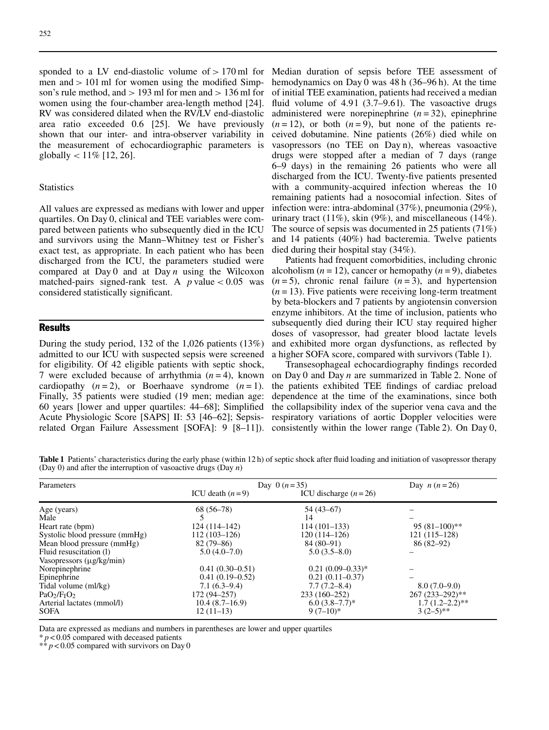sponded to a LV end-diastolic volume of > 170 ml for men and > 101 ml for women using the modified Simpson's rule method, and > 193 ml for men and > 136 ml for women using the four-chamber area-length method [24]. RV was considered dilated when the RV/LV end-diastolic area ratio exceeded 0.6 [25]. We have previously shown that our inter- and intra-observer variability in the measurement of echocardiographic parameters is globally < 11% [12, 26].

### Statistics

All values are expressed as medians with lower and upper quartiles. On Day 0, clinical and TEE variables were compared between patients who subsequently died in the ICU and survivors using the Mann–Whitney test or Fisher's exact test, as appropriate. In each patient who has been discharged from the ICU, the parameters studied were compared at Day 0 and at Day *n* using the Wilcoxon matched-pairs signed-rank test. A $p$ value $< 0.05$ was considered statistically significant.

## Results

During the study period, 132 of the 1,026 patients (13%) admitted to our ICU with suspected sepsis were screened for eligibility. Of 42 eligible patients with septic shock, 7 were excluded because of arrhythmia ($n = 4$), known cardiopathy ($n = 2$), or Boerhaave syndrome ($n = 1$). Finally, 35 patients were studied (19 men; median age: 60 years [lower and upper quartiles: 44–68]; Simplified Acute Physiologic Score [SAPS] II: 53 [46–62]; Sepsis-related Organ Failure Assessment [SOFA]: 9 [8–11]). Median duration of sepsis before TEE assessment of hemodynamics on Day 0 was 48 h (36–96 h). At the time of initial TEE examination, patients had received a median fluid volume of 4.9 l (3.7–9.6 l). The vasoactive drugs administered were norepinephrine ($n = 32$), epinephrine ($n = 12$), or both ($n = 9$), but none of the patients received dobutamine. Nine patients (26%) died while on vasopressors (no TEE on Day n), whereas vasoactive drugs were stopped after a median of 7 days (range 6–9 days) in the remaining 26 patients who were all discharged from the ICU. Twenty-five patients presented with a community-acquired infection whereas the 10 remaining patients had a nosocomial infection. Sites of infection were: intra-abdominal (37%), pneumonia (29%), urinary tract (11%), skin (9%), and miscellaneous (14%). The source of sepsis was documented in 25 patients (71%) and 14 patients (40%) had bacteremia. Twelve patients died during their hospital stay (34%).

Patients had frequent comorbidities, including chronic alcoholism ($n = 12$), cancer or hemopathy ($n = 9$), diabetes ($n = 5$), chronic renal failure ($n = 3$), and hypertension ($n = 13$). Five patients were receiving long-term treatment by beta-blockers and 7 patients by angiotensin conversion enzyme inhibitors. At the time of inclusion, patients who subsequently died during their ICU stay required higher doses of vasopressor, had greater blood lactate levels and exhibited more organ dysfunctions, as reflected by a higher SOFA score, compared with survivors (Table 1).

Transesophageal echocardiography findings recorded on Day 0 and Day *n* are summarized in Table 2. None of the patients exhibited TEE findings of cardiac preload dependence at the time of the examinations, since both the collapsibility index of the superior vena cava and the respiratory variations of aortic Doppler velocities were consistently within the lower range (Table 2). On Day 0,

**Table 1** Patients' characteristics during the early phase (within 12 h) of septic shock after fluid loading and initiation of vasopressor therapy (Day 0) and after the interruption of vasoactive drugs (Day *n*)

| Parameters | Day 0 ($n = 35$) | | Day *n* ($n = 26$) |
|---|---|---|---|
| | ICU death ($n = 9$) | ICU discharge ($n = 26$) | |
| Age (years) | 68 (56–78) | 54 (43–67) | – |
| Male | 5 | 14 | – |
| Heart rate (bpm) | 124 (114–142) | 114 (101–133) | 95 (81–100)** |
| Systolic blood pressure (mmHg) | 112 (103–126) | 120 (114–126) | 121 (115–128) |
| Mean blood pressure (mmHg) | 82 (79–86) | 84 (80–91) | 86 (82–92) |
| Fluid resuscitation (l) | 5.0 (4.0–7.0) | 5.0 (3.5–8.0) | – |
| Vasopressors (µg/kg/min) | | | |
| Norepinephrine | 0.41 (0.30–0.51) | 0.21 (0.09–0.33)* | – |
| Epinephrine | 0.41 (0.19–0.52) | 0.21 (0.11–0.37) | – |
| Tidal volume (ml/kg) | 7.1 (6.3–9.4) | 7.7 (7.2–8.4) | 8.0 (7.0–9.0) |
| $PaO_2/F_IO_2$ | 172 (94–257) | 233 (160–252) | 267 (233–292)** |
| Arterial lactates (mmol/l) | 10.4 (8.7–16.9) | 6.0 (3.8–7.7)* | 1.7 (1.2–2.2)** |
| SOFA | 12 (11–13) | 9 (7–10)* | 3 (2–5)** |

Data are expressed as medians and numbers in parentheses are lower and upper quartiles

* $p < 0.05$ compared with deceased patients

** $p < 0.05$ compared with survivors on Day 0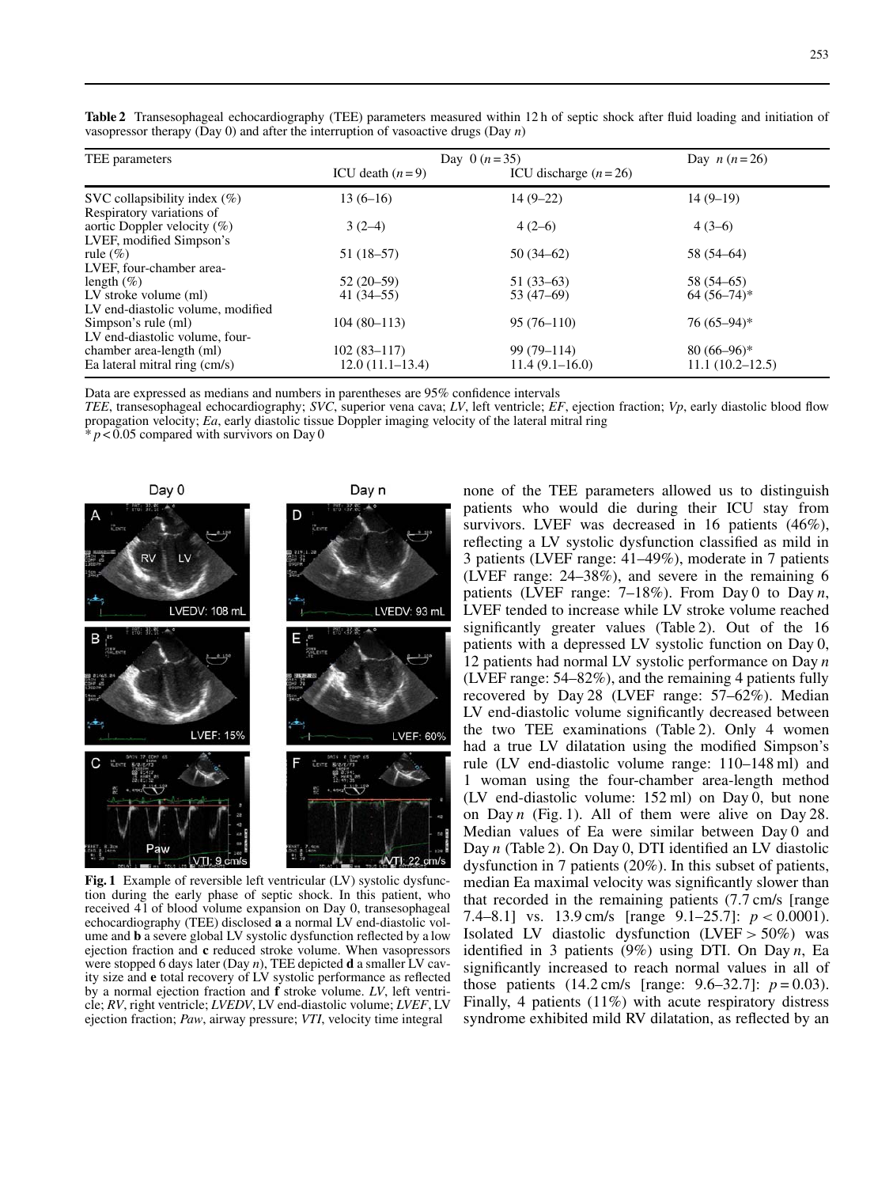**Table 2** Transesophageal echocardiography (TEE) parameters measured within 12 h of septic shock after fluid loading and initiation of vasopressor therapy (Day 0) and after the interruption of vasoactive drugs (Day *n*)

| TEE parameters | Day 0 ($n = 35$) | | Day *n* ($n = 26$) |
|---|---|---|---|
| | ICU death ($n = 9$) | ICU discharge ($n = 26$) | |
| SVC collapsibility index (%) | 13 (6–16) | 14 (9–22) | 14 (9–19) |
| Respiratory variations of aortic Doppler velocity (%) | 3 (2–4) | 4 (2–6) | 4 (3–6) |
| LVEF, modified Simpson's rule (%) | 51 (18–57) | 50 (34–62) | 58 (54–64) |
| LVEF, four-chamber area-length (%) | 52 (20–59) | 51 (33–63) | 58 (54–65) |
| LV stroke volume (ml) | 41 (34–55) | 53 (47–69) | 64 (56–74)* |
| LV end-diastolic volume, modified Simpson's rule (ml) | 104 (80–113) | 95 (76–110) | 76 (65–94)* |
| LV end-diastolic volume, four-chamber area-length (ml) | 102 (83–117) | 99 (79–114) | 80 (66–96)* |
| Ea lateral mitral ring (cm/s) | 12.0 (11.1–13.4) | 11.4 (9.1–16.0) | 11.1 (10.2–12.5) |

Data are expressed as medians and numbers in parentheses are 95% confidence intervals

*TEE*, transesophageal echocardiography; *SVC*, superior vena cava; *LV*, left ventricle; *EF*, ejection fraction; *Vp*, early diastolic blood flow propagation velocity; *Ea*, early diastolic tissue Doppler imaging velocity of the lateral mitral ring

* $p < 0.05$ compared with survivors on Day 0

**Fig. 1** Example of reversible left ventricular (LV) systolic dysfunction during the early phase of septic shock. In this patient, who received 4 l of blood volume expansion on Day 0, transesophageal echocardiography (TEE) disclosed **a** a normal LV end-diastolic volume and **b** a severe global LV systolic dysfunction reflected by a low ejection fraction and **c** reduced stroke volume. When vasopressors were stopped 6 days later (Day *n*), TEE depicted **d** a smaller LV cavity size and **e** total recovery of LV systolic performance as reflected by a normal ejection fraction and **f** stroke volume. *LV*, left ventricle; *RV*, right ventricle; *LVEDV*, LV end-diastolic volume; *LVEF*, LV ejection fraction; *Paw*, airway pressure; *VTI*, velocity time integral

none of the TEE parameters allowed us to distinguish patients who would die during their ICU stay from survivors. LVEF was decreased in 16 patients (46%), reflecting a LV systolic dysfunction classified as mild in 3 patients (LVEF range: 41–49%), moderate in 7 patients (LVEF range: 24–38%), and severe in the remaining 6 patients (LVEF range: 7–18%). From Day 0 to Day *n*, LVEF tended to increase while LV stroke volume reached significantly greater values (Table 2). Out of the 16 patients with a depressed LV systolic function on Day 0, 12 patients had normal LV systolic performance on Day *n* (LVEF range: 54–82%), and the remaining 4 patients fully recovered by Day 28 (LVEF range: 57–62%). Median LV end-diastolic volume significantly decreased between the two TEE examinations (Table 2). Only 4 women had a true LV dilatation using the modified Simpson's rule (LV end-diastolic volume range: 110–148 ml) and 1 woman using the four-chamber area-length method (LV end-diastolic volume: 152 ml) on Day 0, but none on Day *n* (Fig. 1). All of them were alive on Day 28. Median values of Ea were similar between Day 0 and Day *n* (Table 2). On Day 0, DTI identified an LV diastolic dysfunction in 7 patients (20%). In this subset of patients, median Ea maximal velocity was significantly slower than that recorded in the remaining patients (7.7 cm/s [range 7.4–8.1] vs. 13.9 cm/s [range 9.1–25.7]: $p < 0.0001$). Isolated LV diastolic dysfunction (LVEF > 50%) was identified in 3 patients (9%) using DTI. On Day *n*, Ea significantly increased to reach normal values in all of those patients (14.2 cm/s [range: 9.6–32.7]: $p = 0.03$). Finally, 4 patients (11%) with acute respiratory distress syndrome exhibited mild RV dilatation, as reflected by an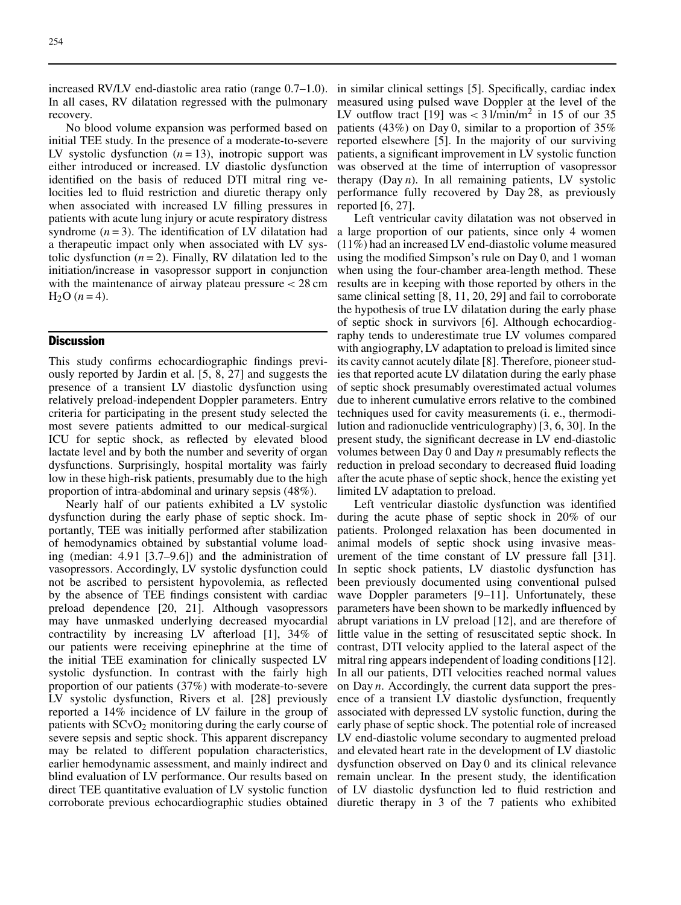increased RV/LV end-diastolic area ratio (range 0.7–1.0). In all cases, RV dilatation regressed with the pulmonary recovery.

No blood volume expansion was performed based on initial TEE study. In the presence of a moderate-to-severe LV systolic dysfunction ($n = 13$), inotropic support was either introduced or increased. LV diastolic dysfunction identified on the basis of reduced DTI mitral ring velocities led to fluid restriction and diuretic therapy only when associated with increased LV filling pressures in patients with acute lung injury or acute respiratory distress syndrome ($n = 3$). The identification of LV dilatation had a therapeutic impact only when associated with LV systolic dysfunction ($n = 2$). Finally, RV dilatation led to the initiation/increase in vasopressor support in conjunction with the maintenance of airway plateau pressure < 28 cm $H_2O$ ($n = 4$).

## Discussion

This study confirms echocardiographic findings previously reported by Jardin et al. [5, 8, 27] and suggests the presence of a transient LV diastolic dysfunction using relatively preload-independent Doppler parameters. Entry criteria for participating in the present study selected the most severe patients admitted to our medical-surgical ICU for septic shock, as reflected by elevated blood lactate level and by both the number and severity of organ dysfunctions. Surprisingly, hospital mortality was fairly low in these high-risk patients, presumably due to the high proportion of intra-abdominal and urinary sepsis (48%).

Nearly half of our patients exhibited a LV systolic dysfunction during the early phase of septic shock. Importantly, TEE was initially performed after stabilization of hemodynamics obtained by substantial volume loading (median: 4.9 l [3.7–9.6]) and the administration of vasopressors. Accordingly, LV systolic dysfunction could not be ascribed to persistent hypovolemia, as reflected by the absence of TEE findings consistent with cardiac preload dependence [20, 21]. Although vasopressors may have unmasked underlying decreased myocardial contractility by increasing LV afterload [1], 34% of our patients were receiving epinephrine at the time of the initial TEE examination for clinically suspected LV systolic dysfunction. In contrast with the fairly high proportion of our patients (37%) with moderate-to-severe LV systolic dysfunction, Rivers et al. [28] previously reported a 14% incidence of LV failure in the group of patients with $SCvO_2$ monitoring during the early course of severe sepsis and septic shock. This apparent discrepancy may be related to different population characteristics, earlier hemodynamic assessment, and mainly indirect and blind evaluation of LV performance. Our results based on direct TEE quantitative evaluation of LV systolic function corroborate previous echocardiographic studies obtained in similar clinical settings [5]. Specifically, cardiac index measured using pulsed wave Doppler at the level of the LV outflow tract [19] was < 3 l/min/m$^2$ in 15 of our 35 patients (43%) on Day 0, similar to a proportion of 35% reported elsewhere [5]. In the majority of our surviving patients, a significant improvement in LV systolic function was observed at the time of interruption of vasopressor therapy (Day *n*). In all remaining patients, LV systolic performance fully recovered by Day 28, as previously reported [6, 27].

Left ventricular cavity dilatation was not observed in a large proportion of our patients, since only 4 women (11%) had an increased LV end-diastolic volume measured using the modified Simpson's rule on Day 0, and 1 woman when using the four-chamber area-length method. These results are in keeping with those reported by others in the same clinical setting [8, 11, 20, 29] and fail to corroborate the hypothesis of true LV dilatation during the early phase of septic shock in survivors [6]. Although echocardiography tends to underestimate true LV volumes compared with angiography, LV adaptation to preload is limited since its cavity cannot acutely dilate [8]. Therefore, pioneer studies that reported acute LV dilatation during the early phase of septic shock presumably overestimated actual volumes due to inherent cumulative errors relative to the combined techniques used for cavity measurements (i. e., thermodilution and radionuclide ventriculography) [3, 6, 30]. In the present study, the significant decrease in LV end-diastolic volumes between Day 0 and Day *n* presumably reflects the reduction in preload secondary to decreased fluid loading after the acute phase of septic shock, hence the existing yet limited LV adaptation to preload.

Left ventricular diastolic dysfunction was identified during the acute phase of septic shock in 20% of our patients. Prolonged relaxation has been documented in animal models of septic shock using invasive measurement of the time constant of LV pressure fall [31]. In septic shock patients, LV diastolic dysfunction has been previously documented using conventional pulsed wave Doppler parameters [9–11]. Unfortunately, these parameters have been shown to be markedly influenced by abrupt variations in LV preload [12], and are therefore of little value in the setting of resuscitated septic shock. In contrast, DTI velocity applied to the lateral aspect of the mitral ring appears independent of loading conditions [12]. In all our patients, DTI velocities reached normal values on Day *n*. Accordingly, the current data support the presence of a transient LV diastolic dysfunction, frequently associated with depressed LV systolic function, during the early phase of septic shock. The potential role of increased LV end-diastolic volume secondary to augmented preload and elevated heart rate in the development of LV diastolic dysfunction observed on Day 0 and its clinical relevance remain unclear. In the present study, the identification of LV diastolic dysfunction led to fluid restriction and diuretic therapy in 3 of the 7 patients who exhibited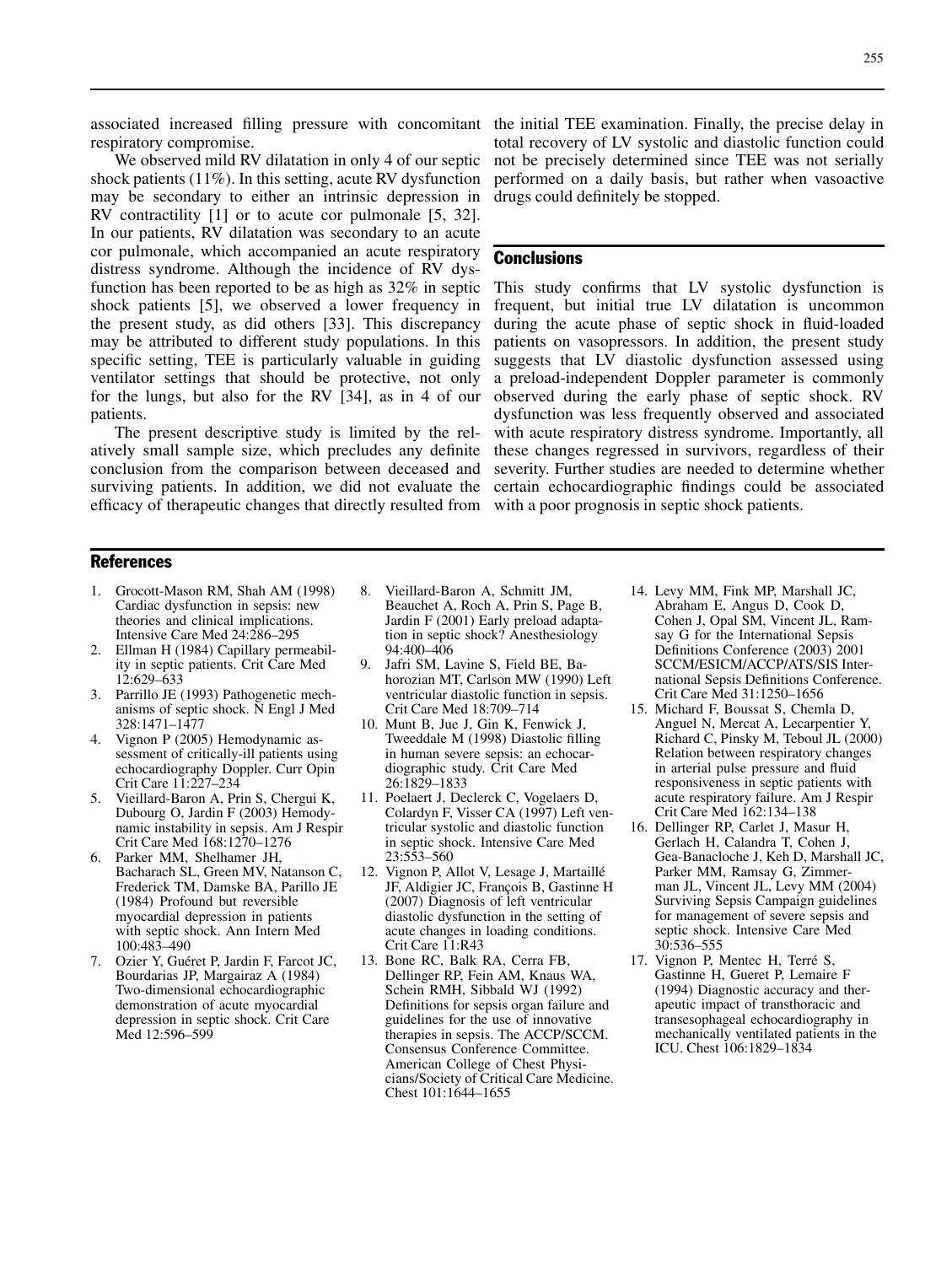associated increased filling pressure with concomitant respiratory compromise.

We observed mild RV dilatation in only 4 of our septic shock patients (11%). In this setting, acute RV dysfunction may be secondary to either an intrinsic depression in RV contractility [1] or to acute cor pulmonale [5, 32]. In our patients, RV dilatation was secondary to an acute cor pulmonale, which accompanied an acute respiratory distress syndrome. Although the incidence of RV dysfunction has been reported to be as high as 32% in septic shock patients [5], we observed a lower frequency in the present study, as did others [33]. This discrepancy may be attributed to different study populations. In this specific setting, TEE is particularly valuable in guiding ventilator settings that should be protective, not only for the lungs, but also for the RV [34], as in 4 of our patients.

The present descriptive study is limited by the relatively small sample size, which precludes any definite conclusion from the comparison between deceased and surviving patients. In addition, we did not evaluate the efficacy of therapeutic changes that directly resulted from the initial TEE examination. Finally, the precise delay in total recovery of LV systolic and diastolic function could not be precisely determined since TEE was not serially performed on a daily basis, but rather when vasoactive drugs could definitely be stopped.

## Conclusions

This study confirms that LV systolic dysfunction is frequent, but initial true LV dilatation is uncommon during the acute phase of septic shock in fluid-loaded patients on vasopressors. In addition, the present study suggests that LV diastolic dysfunction assessed using a preload-independent Doppler parameter is commonly observed during the early phase of septic shock. RV dysfunction was less frequently observed and associated with acute respiratory distress syndrome. Importantly, all these changes regressed in survivors, regardless of their severity. Further studies are needed to determine whether certain echocardiographic findings could be associated with a poor prognosis in septic shock patients.

## References

1. Grocott-Mason RM, Shah AM (1998) Cardiac dysfunction in sepsis: new theories and clinical implications. Intensive Care Med 24:286–295
2. Ellman H (1984) Capillary permeability in septic patients. Crit Care Med 12:629–633
3. Parrillo JE (1993) Pathogenetic mechanisms of septic shock. N Engl J Med 328:1471–1477
4. Vignon P (2005) Hemodynamic assessment of critically-ill patients using echocardiography Doppler. Curr Opin Crit Care 11:227–234
5. Vieillard-Baron A, Prin S, Chergui K, Dubourg O, Jardin F (2003) Hemodynamic instability in sepsis. Am J Respir Crit Care Med 168:1270–1276
6. Parker MM, Shelhamer JH, Bacharach SL, Green MV, Natanson C, Frederick TM, Damske BA, Parillo JE (1984) Profound but reversible myocardial depression in patients with septic shock. Ann Intern Med 100:483–490
7. Ozier Y, Guéret P, Jardin F, Farcot JC, Bourdarias JP, Margairaz A (1984) Two-dimensional echocardiographic demonstration of acute myocardial depression in septic shock. Crit Care Med 12:596–599
8. Vieillard-Baron A, Schmitt JM, Beauchet A, Roch A, Prin S, Page B, Jardin F (2001) Early preload adaptation in septic shock? Anesthesiology 94:400–406
9. Jafri SM, Lavine S, Field BE, Bahorozian MT, Carlson MW (1990) Left ventricular diastolic function in sepsis. Crit Care Med 18:709–714
10. Munt B, Jue J, Gin K, Fenwick J, Tweeddale M (1998) Diastolic filling in human severe sepsis: an echocardiographic study. Crit Care Med 26:1829–1833
11. Poelaert J, Declerck C, Vogelaers D, Colardyn F, Visser CA (1997) Left ventricular systolic and diastolic function in septic shock. Intensive Care Med 23:553–560
12. Vignon P, Allot V, Lesage J, Martaillé JF, Aldigier JC, François B, Gastinne H (2007) Diagnosis of left ventricular diastolic dysfunction in the setting of acute changes in loading conditions. Crit Care 11:R43
13. Bone RC, Balk RA, Cerra FB, Dellinger RP, Fein AM, Knaus WA, Schein RMH, Sibbald WJ (1992) Definitions for sepsis organ failure and guidelines for the use of innovative therapies in sepsis. The ACCP/SCCM. Consensus Conference Committee. American College of Chest Physicians/Society of Critical Care Medicine. Chest 101:1644–1655
14. Levy MM, Fink MP, Marshall JC, Abraham E, Angus D, Cook D, Cohen J, Opal SM, Vincent JL, Ramsay G for the International Sepsis Definitions Conference (2003) 2001 SCCM/ESICM/ACCP/ATS/SIS International Sepsis Definitions Conference. Crit Care Med 31:1250–1656
15. Michard F, Boussat S, Chemla D, Anguel N, Mercat A, Lecarpentier Y, Richard C, Pinsky M, Teboul JL (2000) Relation between respiratory changes in arterial pulse pressure and fluid responsiveness in septic patients with acute respiratory failure. Am J Respir Crit Care Med 162:134–138
16. Dellinger RP, Carlet J, Masur H, Gerlach H, Calandra T, Cohen J, Gea-Banacloche J, Keh D, Marshall JC, Parker MM, Ramsay G, Zimmerman JL, Vincent JL, Levy MM (2004) Surviving Sepsis Campaign guidelines for management of severe sepsis and septic shock. Intensive Care Med 30:536–555
17. Vignon P, Mentec H, Terré S, Gastinne H, Gueret P, Lemaire F (1994) Diagnostic accuracy and therapeutic impact of transthoracic and transesophageal echocardiography in mechanically ventilated patients in the ICU. Chest 106:1829–1834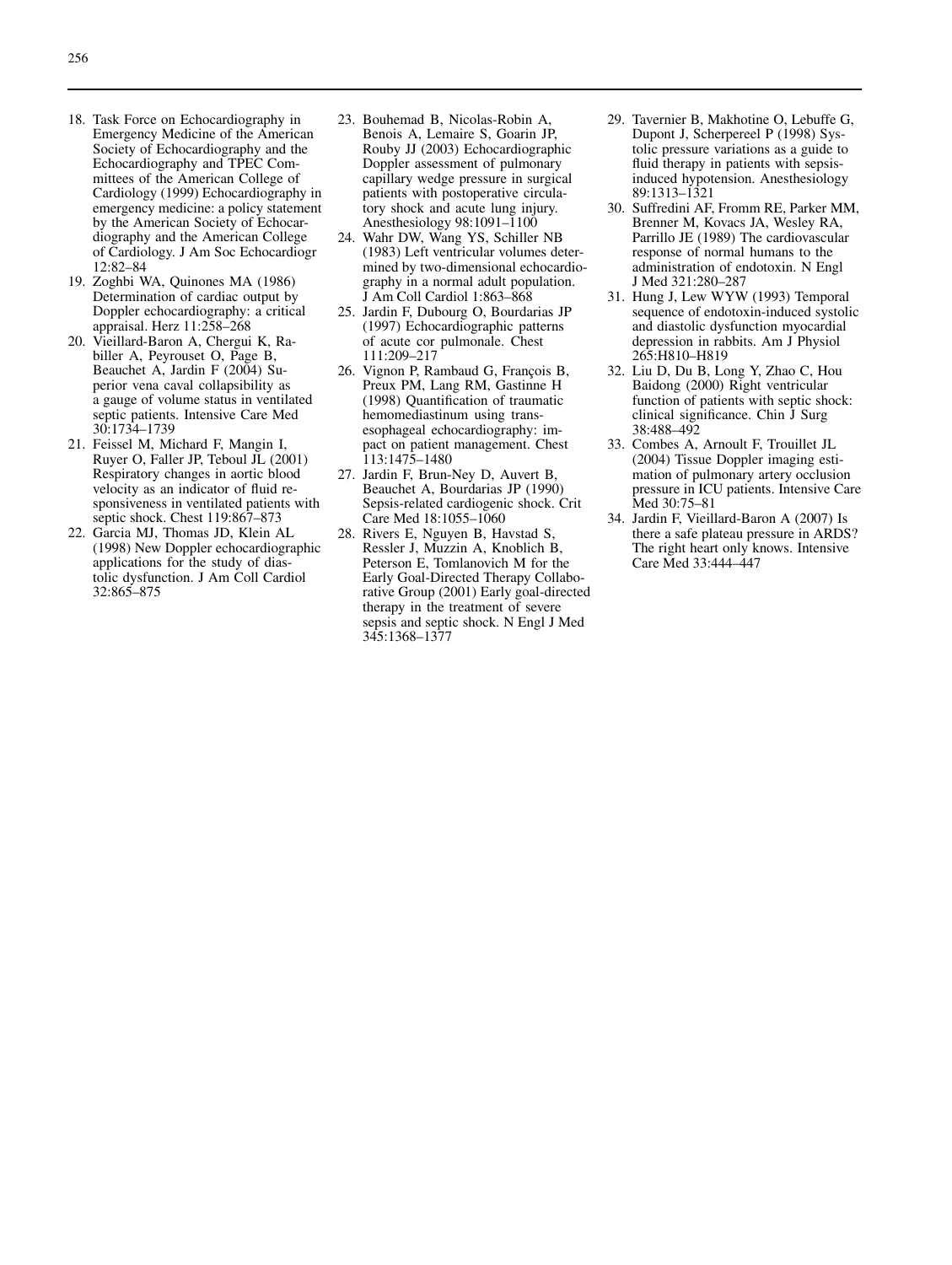18. Task Force on Echocardiography in Emergency Medicine of the American Society of Echocardiography and the Echocardiography and TPEC Committees of the American College of Cardiology (1999) Echocardiography in emergency medicine: a policy statement by the American Society of Echocardiography and the American College of Cardiology. J Am Soc Echocardiogr 12:82–84
19. Zoghbi WA, Quinones MA (1986) Determination of cardiac output by Doppler echocardiography: a critical appraisal. Herz 11:258–268
20. Vieillard-Baron A, Chergui K, Rabiller A, Peyrouset O, Page B, Beauchet A, Jardin F (2004) Superior vena caval collapsibility as a gauge of volume status in ventilated septic patients. Intensive Care Med 30:1734–1739
21. Feissel M, Michard F, Mangin I, Ruyer O, Faller JP, Teboul JL (2001) Respiratory changes in aortic blood velocity as an indicator of fluid responsiveness in ventilated patients with septic shock. Chest 119:867–873
22. Garcia MJ, Thomas JD, Klein AL (1998) New Doppler echocardiographic applications for the study of diastolic dysfunction. J Am Coll Cardiol 32:865–875
23. Bouhemad B, Nicolas-Robin A, Benois A, Lemaire S, Goarin JP, Rouby JJ (2003) Echocardiographic Doppler assessment of pulmonary capillary wedge pressure in surgical patients with postoperative circulatory shock and acute lung injury. Anesthesiology 98:1091–1100
24. Wahr DW, Wang YS, Schiller NB (1983) Left ventricular volumes determined by two-dimensional echocardiography in a normal adult population. J Am Coll Cardiol 1:863–868
25. Jardin F, Dubourg O, Bourdarias JP (1997) Echocardiographic patterns of acute cor pulmonale. Chest 111:209–217
26. Vignon P, Rambaud G, François B, Preux PM, Lang RM, Gastinne H (1998) Quantification of traumatic hemomediastinum using transesophageal echocardiography: impact on patient management. Chest 113:1475–1480
27. Jardin F, Brun-Ney D, Auvert B, Beauchet A, Bourdarias JP (1990) Sepsis-related cardiogenic shock. Crit Care Med 18:1055–1060
28. Rivers E, Nguyen B, Havstad S, Ressler J, Muzzin A, Knoblich B, Peterson E, Tomlanovich M for the Early Goal-Directed Therapy Collaborative Group (2001) Early goal-directed therapy in the treatment of severe sepsis and septic shock. N Engl J Med 345:1368–1377
29. Tavernier B, Makhotine O, Lebuffe G, Dupont J, Scherpereel P (1998) Systolic pressure variations as a guide to fluid therapy in patients with sepsis-induced hypotension. Anesthesiology 89:1313–1321
30. Suffredini AF, Fromm RE, Parker MM, Brenner M, Kovacs JA, Wesley RA, Parrillo JE (1989) The cardiovascular response of normal humans to the administration of endotoxin. N Engl J Med 321:280–287
31. Hung J, Lew WYW (1993) Temporal sequence of endotoxin-induced systolic and diastolic dysfunction myocardial depression in rabbits. Am J Physiol 265:H810–H819
32. Liu D, Du B, Long Y, Zhao C, Hou Baidong (2000) Right ventricular function of patients with septic shock: clinical significance. Chin J Surg 38:488–492
33. Combes A, Arnoult F, Trouillet JL (2004) Tissue Doppler imaging estimation of pulmonary artery occlusion pressure in ICU patients. Intensive Care Med 30:75–81
34. Jardin F, Vieillard-Baron A (2007) Is there a safe plateau pressure in ARDS? The right heart only knows. Intensive Care Med 33:444–447